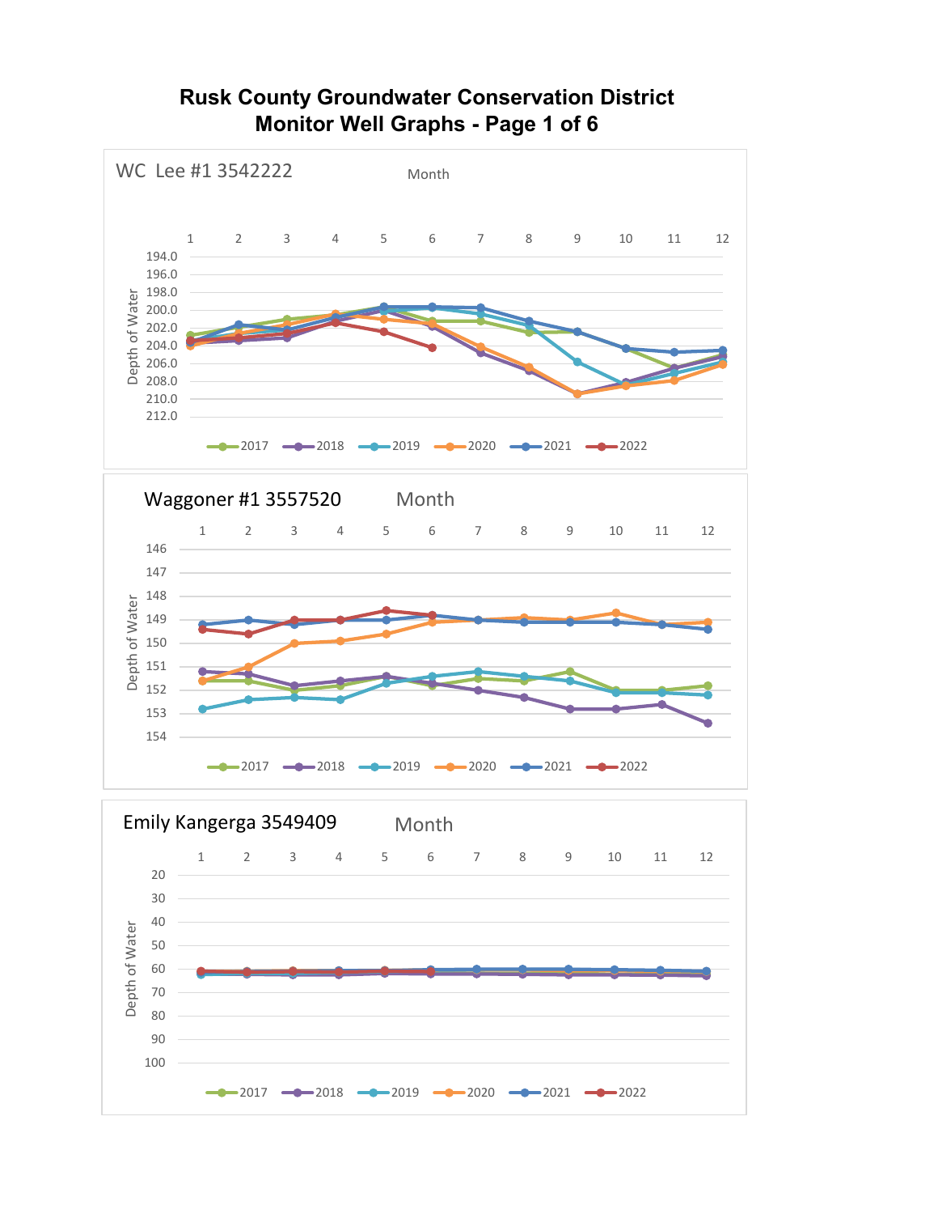# Rusk County Groundwater Conservation District
## Monitor Well Graphs - Page 1 of 6

WC Lee #1 3542222

Month

1 2 3 4 5 6 7 8 9 10 11 12

Depth of Water

194.0
196.0
198.0
200.0
202.0
204.0
206.0
208.0
210.0
212.0

2017 2018 2019 2020 2021 2022

Waggoner #1 3557520

Month

1 2 3 4 5 6 7 8 9 10 11 12

Depth of Water

146
147
148
149
150
151
152
153
154

2017 2018 2019 2020 2021 2022

Emily Kangerga 3549409

Month

1 2 3 4 5 6 7 8 9 10 11 12

Depth of Water

20
30
40
50
60
70
80
90
100

2017 2018 2019 2020 2021 2022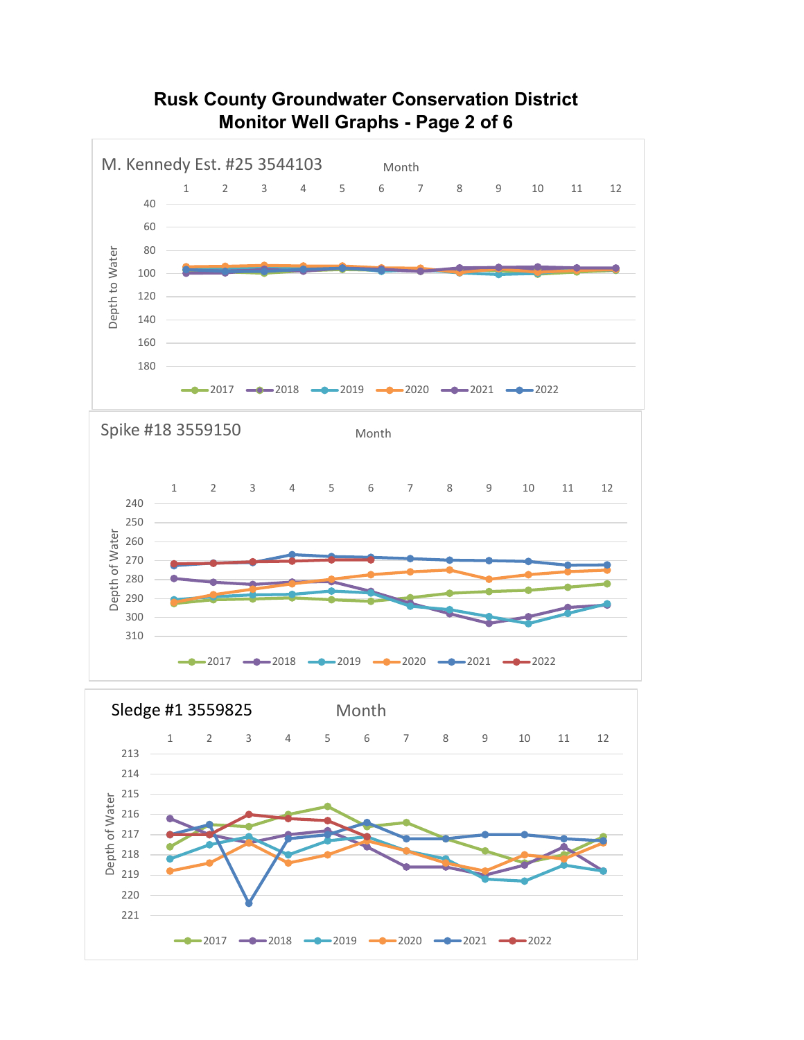# Rusk County Groundwater Conservation District
# Monitor Well Graphs - Page 2 of 6

M. Kennedy Est. #25 3544103

Month

1 2 3 4 5 6 7 8 9 10 11 12

Depth to Water

40 60 80 100 120 140 160 180

2017 2018 2019 2020 2021 2022

Spike #18 3559150

Month

1 2 3 4 5 6 7 8 9 10 11 12

Depth of Water

240 250 260 270 280 290 300 310

2017 2018 2019 2020 2021 2022

Sledge #1 3559825

Month

1 2 3 4 5 6 7 8 9 10 11 12

Depth of Water

213 214 215 216 217 218 219 220 221

2017 2018 2019 2020 2021 2022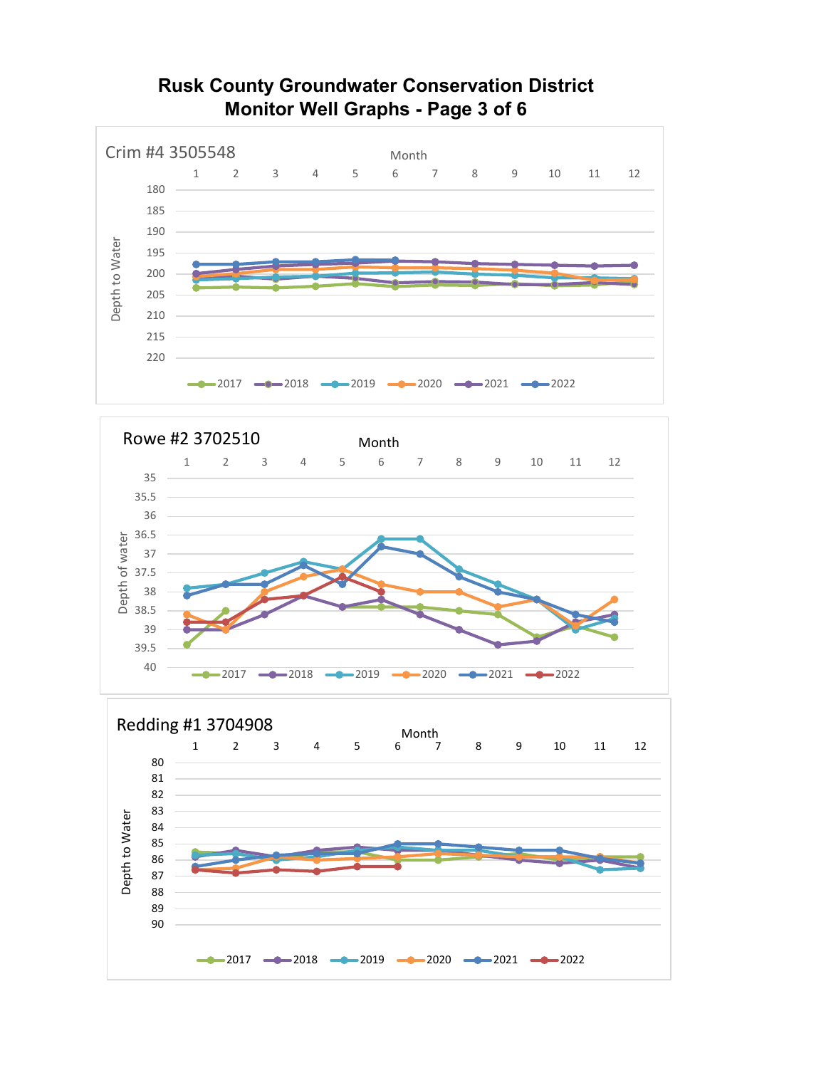# Rusk County Groundwater Conservation District
# Monitor Well Graphs - Page 3 of 6

## Crim #4 3505548

Month

1 2 3 4 5 6 7 8 9 10 11 12

Depth to Water

180 185 190 195 200 205 210 215 220

2017 2018 2019 2020 2021 2022

## Rowe #2 3702510

Month

1 2 3 4 5 6 7 8 9 10 11 12

Depth of water

35 35.5 36 36.5 37 37.5 38 38.5 39 39.5 40

2017 2018 2019 2020 2021 2022

## Redding #1 3704908

Month

1 2 3 4 5 6 7 8 9 10 11 12

Depth to Water

80 81 82 83 84 85 86 87 88 89 90

2017 2018 2019 2020 2021 2022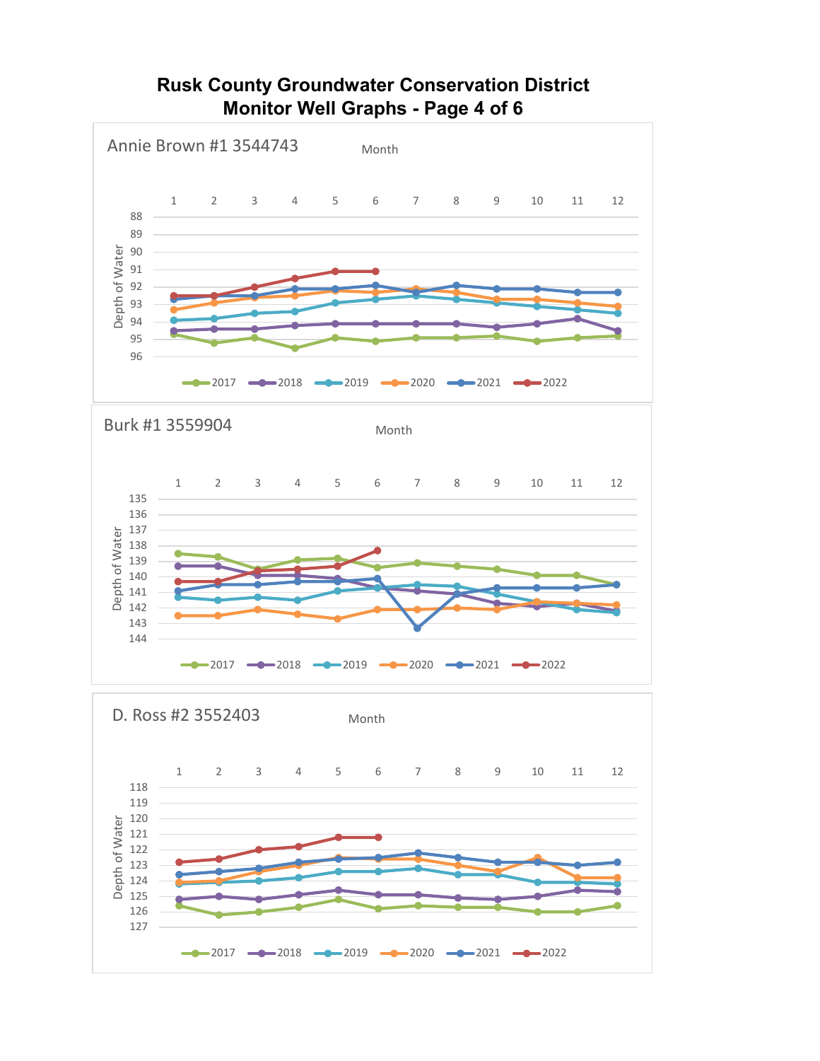# Rusk County Groundwater Conservation District
# Monitor Well Graphs - Page 4 of 6

## Annie Brown #1 3544743

Month

1 2 3 4 5 6 7 8 9 10 11 12

Depth of Water

88 89 90 91 92 93 94 95 96

2017 2018 2019 2020 2021 2022

## Burk #1 3559904

Month

1 2 3 4 5 6 7 8 9 10 11 12

Depth of Water

135 136 137 138 139 140 141 142 143 144

2017 2018 2019 2020 2021 2022

## D. Ross #2 3552403

Month

1 2 3 4 5 6 7 8 9 10 11 12

Depth of Water

118 119 120 121 122 123 124 125 126 127

2017 2018 2019 2020 2021 2022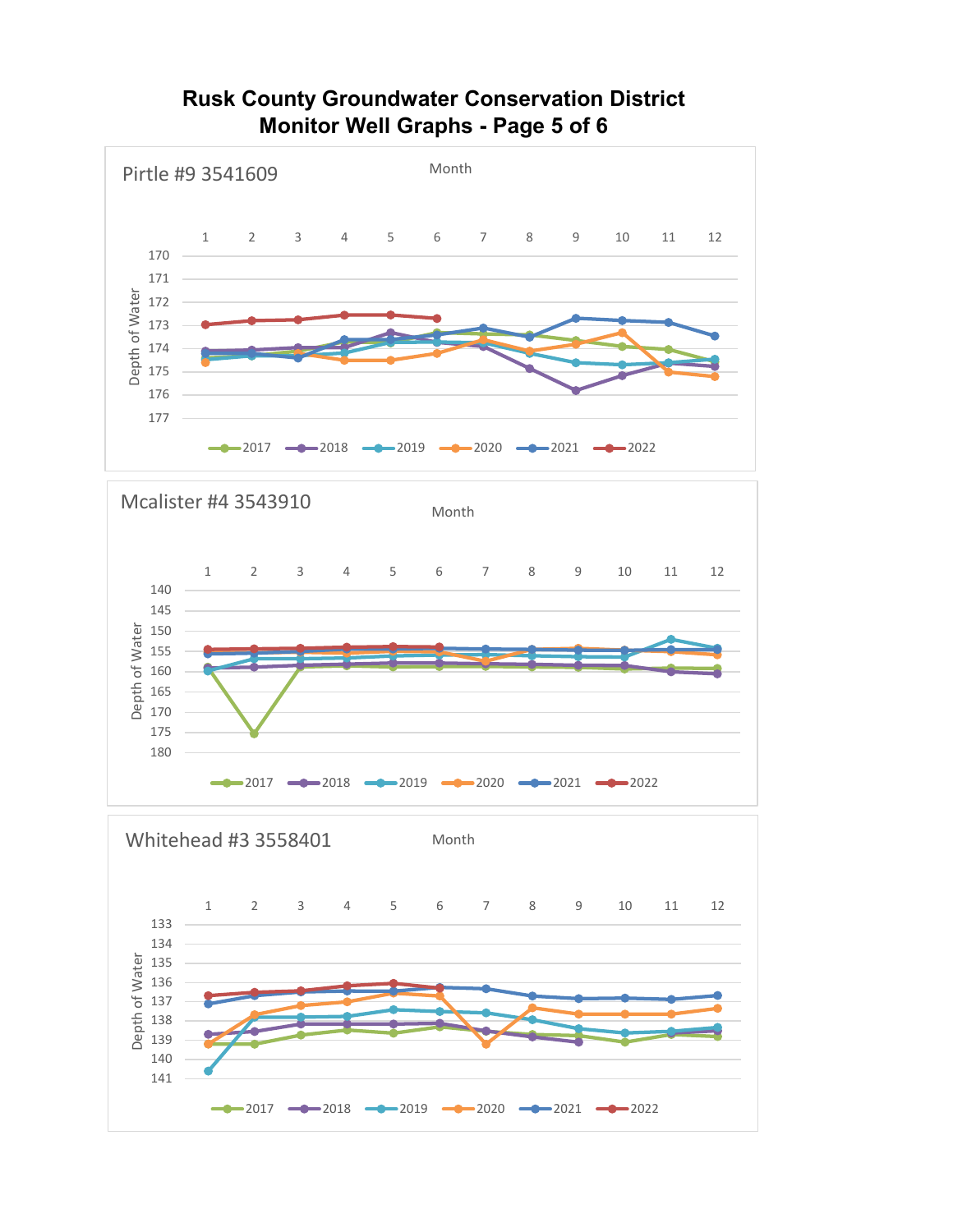# Rusk County Groundwater Conservation District
# Monitor Well Graphs - Page 5 of 6

## Pirtle #9 3541609

Month

1 2 3 4 5 6 7 8 9 10 11 12

Depth of Water: 170, 171, 172, 173, 174, 175, 176, 177

2017, 2018, 2019, 2020, 2021, 2022

## Mcalister #4 3543910

Month

1 2 3 4 5 6 7 8 9 10 11 12

Depth of Water: 140, 145, 150, 155, 160, 165, 170, 175, 180

2017, 2018, 2019, 2020, 2021, 2022

## Whitehead #3 3558401

Month

1 2 3 4 5 6 7 8 9 10 11 12

Depth of Water: 133, 134, 135, 136, 137, 138, 139, 140, 141

2017, 2018, 2019, 2020, 2021, 2022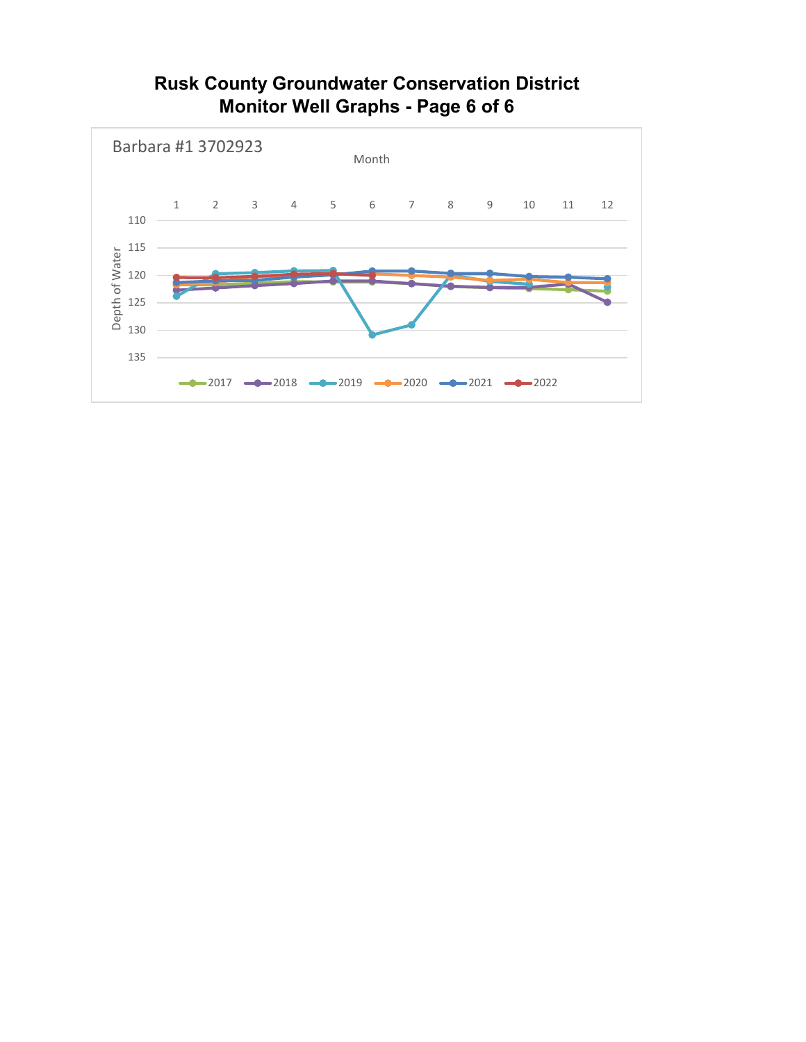# Rusk County Groundwater Conservation District
## Monitor Well Graphs - Page 6 of 6

Barbara #1 3702923

Month

1 2 3 4 5 6 7 8 9 10 11 12

Depth of Water

110
115
120
125
130
135

2017 2018 2019 2020 2021 2022